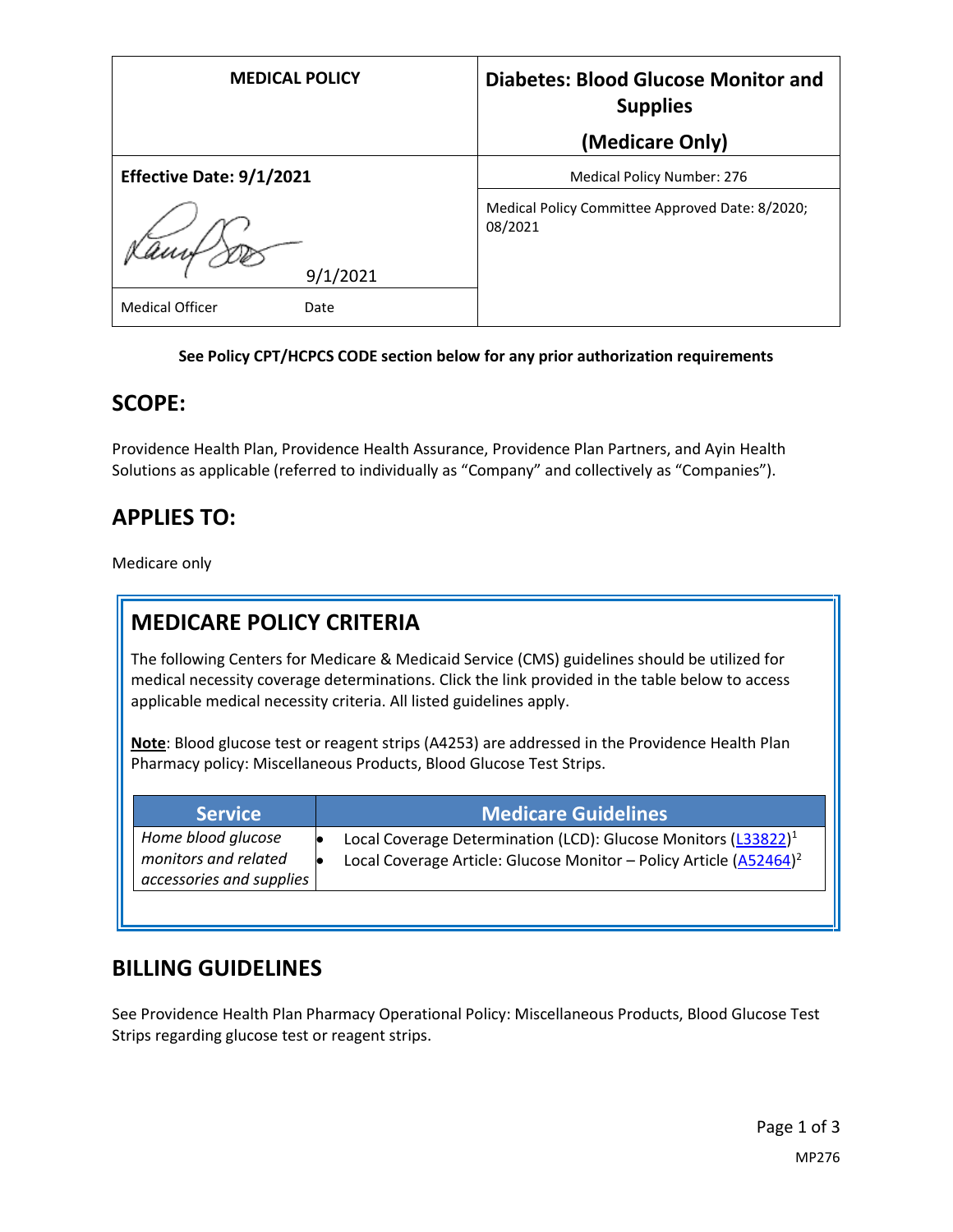| MEDICAL POLICY | Diabetes: Blood Glucose Monitor and Supplies (Medicare Only) |
| --- | --- |
| **Effective Date: 9/1/2021** | Medical Policy Number: 276 |
| 9/1/2021 | Medical Policy Committee Approved Date: 8/2020; 08/2021 |
| Medical Officer Date | |

**See Policy CPT/HCPCS CODE section below for any prior authorization requirements**

## SCOPE:

Providence Health Plan, Providence Health Assurance, Providence Plan Partners, and Ayin Health Solutions as applicable (referred to individually as "Company" and collectively as "Companies").

## APPLIES TO:

Medicare only

## MEDICARE POLICY CRITERIA

The following Centers for Medicare & Medicaid Service (CMS) guidelines should be utilized for medical necessity coverage determinations. Click the link provided in the table below to access applicable medical necessity criteria. All listed guidelines apply.

**Note**: Blood glucose test or reagent strips (A4253) are addressed in the Providence Health Plan Pharmacy policy: Miscellaneous Products, Blood Glucose Test Strips.

| Service | Medicare Guidelines |
| --- | --- |
| *Home blood glucose monitors and related accessories and supplies* | • Local Coverage Determination (LCD): Glucose Monitors (L33822)[1]<br>• Local Coverage Article: Glucose Monitor – Policy Article (A52464)[2] |

## BILLING GUIDELINES

See Providence Health Plan Pharmacy Operational Policy: Miscellaneous Products, Blood Glucose Test Strips regarding glucose test or reagent strips.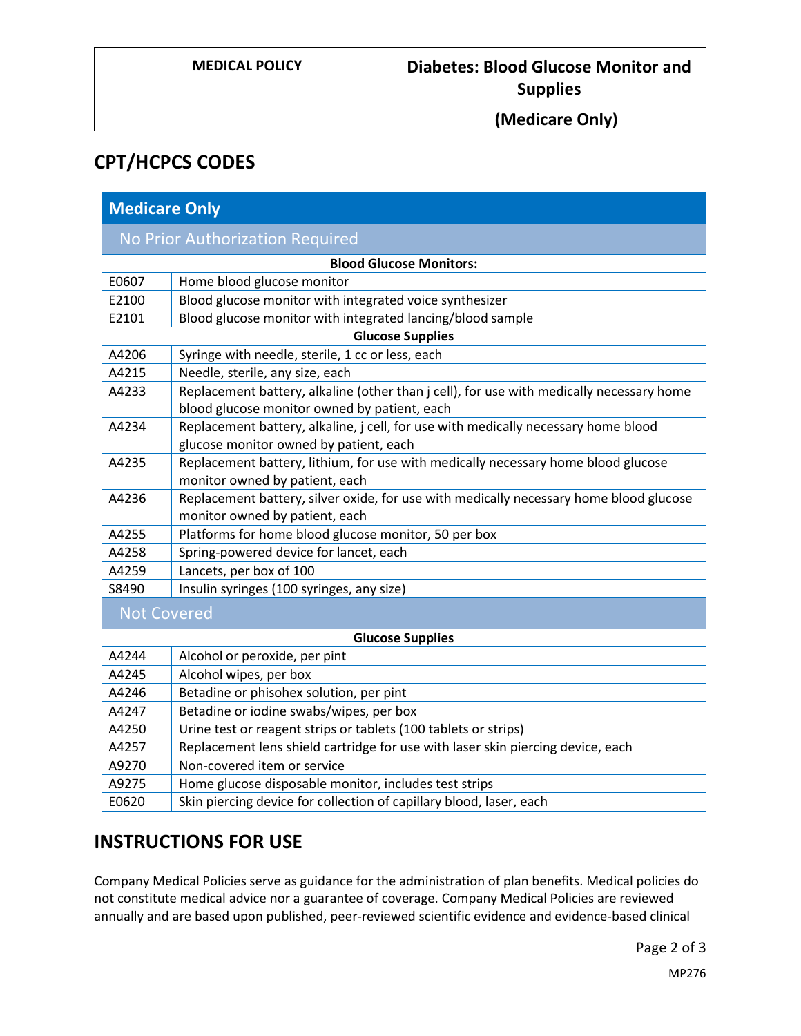## CPT/HCPCS CODES

| Medicare Only | |
|---|---|
| **No Prior Authorization Required** | |
| **Blood Glucose Monitors:** | |
| E0607 | Home blood glucose monitor |
| E2100 | Blood glucose monitor with integrated voice synthesizer |
| E2101 | Blood glucose monitor with integrated lancing/blood sample |
| **Glucose Supplies** | |
| A4206 | Syringe with needle, sterile, 1 cc or less, each |
| A4215 | Needle, sterile, any size, each |
| A4233 | Replacement battery, alkaline (other than j cell), for use with medically necessary home blood glucose monitor owned by patient, each |
| A4234 | Replacement battery, alkaline, j cell, for use with medically necessary home blood glucose monitor owned by patient, each |
| A4235 | Replacement battery, lithium, for use with medically necessary home blood glucose monitor owned by patient, each |
| A4236 | Replacement battery, silver oxide, for use with medically necessary home blood glucose monitor owned by patient, each |
| A4255 | Platforms for home blood glucose monitor, 50 per box |
| A4258 | Spring-powered device for lancet, each |
| A4259 | Lancets, per box of 100 |
| S8490 | Insulin syringes (100 syringes, any size) |
| **Not Covered** | |
| **Glucose Supplies** | |
| A4244 | Alcohol or peroxide, per pint |
| A4245 | Alcohol wipes, per box |
| A4246 | Betadine or phisohex solution, per pint |
| A4247 | Betadine or iodine swabs/wipes, per box |
| A4250 | Urine test or reagent strips or tablets (100 tablets or strips) |
| A4257 | Replacement lens shield cartridge for use with laser skin piercing device, each |
| A9270 | Non-covered item or service |
| A9275 | Home glucose disposable monitor, includes test strips |
| E0620 | Skin piercing device for collection of capillary blood, laser, each |

## INSTRUCTIONS FOR USE

Company Medical Policies serve as guidance for the administration of plan benefits. Medical policies do not constitute medical advice nor a guarantee of coverage. Company Medical Policies are reviewed annually and are based upon published, peer-reviewed scientific evidence and evidence-based clinical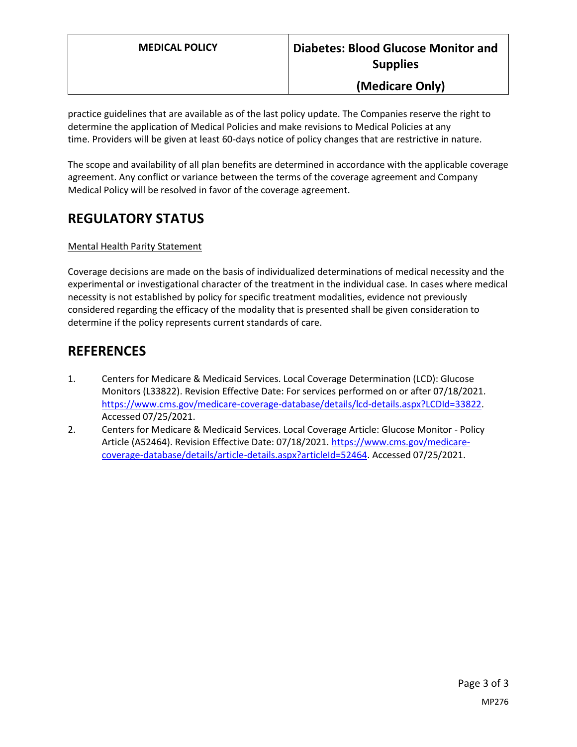practice guidelines that are available as of the last policy update. The Companies reserve the right to determine the application of Medical Policies and make revisions to Medical Policies at any time. Providers will be given at least 60-days notice of policy changes that are restrictive in nature.

The scope and availability of all plan benefits are determined in accordance with the applicable coverage agreement. Any conflict or variance between the terms of the coverage agreement and Company Medical Policy will be resolved in favor of the coverage agreement.

## REGULATORY STATUS

Mental Health Parity Statement

Coverage decisions are made on the basis of individualized determinations of medical necessity and the experimental or investigational character of the treatment in the individual case. In cases where medical necessity is not established by policy for specific treatment modalities, evidence not previously considered regarding the efficacy of the modality that is presented shall be given consideration to determine if the policy represents current standards of care.

## REFERENCES

1. Centers for Medicare & Medicaid Services. Local Coverage Determination (LCD): Glucose Monitors (L33822). Revision Effective Date: For services performed on or after 07/18/2021. https://www.cms.gov/medicare-coverage-database/details/lcd-details.aspx?LCDId=33822. Accessed 07/25/2021.
2. Centers for Medicare & Medicaid Services. Local Coverage Article: Glucose Monitor - Policy Article (A52464). Revision Effective Date: 07/18/2021. https://www.cms.gov/medicare-coverage-database/details/article-details.aspx?articleId=52464. Accessed 07/25/2021.